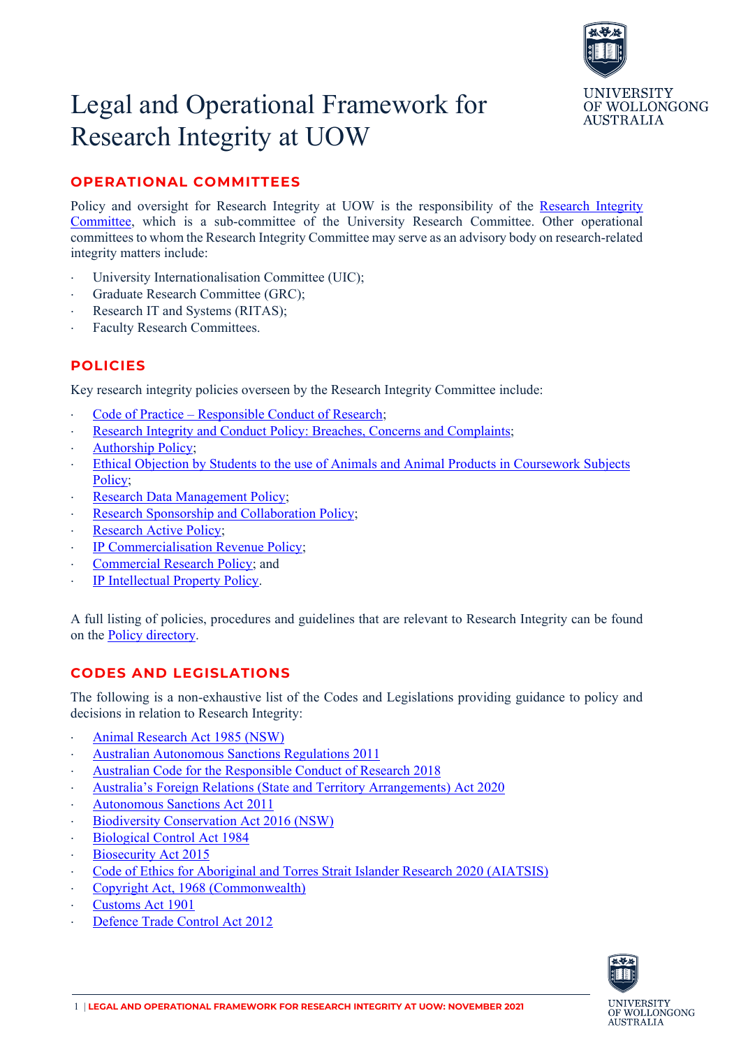# Legal and Operational Framework for Research Integrity at UOW

## OPERATIONAL COMMITTEES

Policy and oversight for Research Integrity at UOW is the responsibility of the Research Integrity Committee, which is a sub-committee of the University Research Committee. Other operational committees to whom the Research Integrity Committee may serve as an advisory body on research-related integrity matters include:

- University Internationalisation Committee (UIC);
- Graduate Research Committee (GRC);
- Research IT and Systems (RITAS);
- Faculty Research Committees.

## POLICIES

Key research integrity policies overseen by the Research Integrity Committee include:

- Code of Practice – Responsible Conduct of Research;
- Research Integrity and Conduct Policy: Breaches, Concerns and Complaints;
- Authorship Policy;
- Ethical Objection by Students to the use of Animals and Animal Products in Coursework Subjects Policy;
- Research Data Management Policy;
- Research Sponsorship and Collaboration Policy;
- Research Active Policy;
- IP Commercialisation Revenue Policy;
- Commercial Research Policy; and
- IP Intellectual Property Policy.

A full listing of policies, procedures and guidelines that are relevant to Research Integrity can be found on the Policy directory.

## CODES AND LEGISLATIONS

The following is a non-exhaustive list of the Codes and Legislations providing guidance to policy and decisions in relation to Research Integrity:

- Animal Research Act 1985 (NSW)
- Australian Autonomous Sanctions Regulations 2011
- Australian Code for the Responsible Conduct of Research 2018
- Australia's Foreign Relations (State and Territory Arrangements) Act 2020
- Autonomous Sanctions Act 2011
- Biodiversity Conservation Act 2016 (NSW)
- Biological Control Act 1984
- Biosecurity Act 2015
- Code of Ethics for Aboriginal and Torres Strait Islander Research 2020 (AIATSIS)
- Copyright Act, 1968 (Commonwealth)
- Customs Act 1901
- Defence Trade Control Act 2012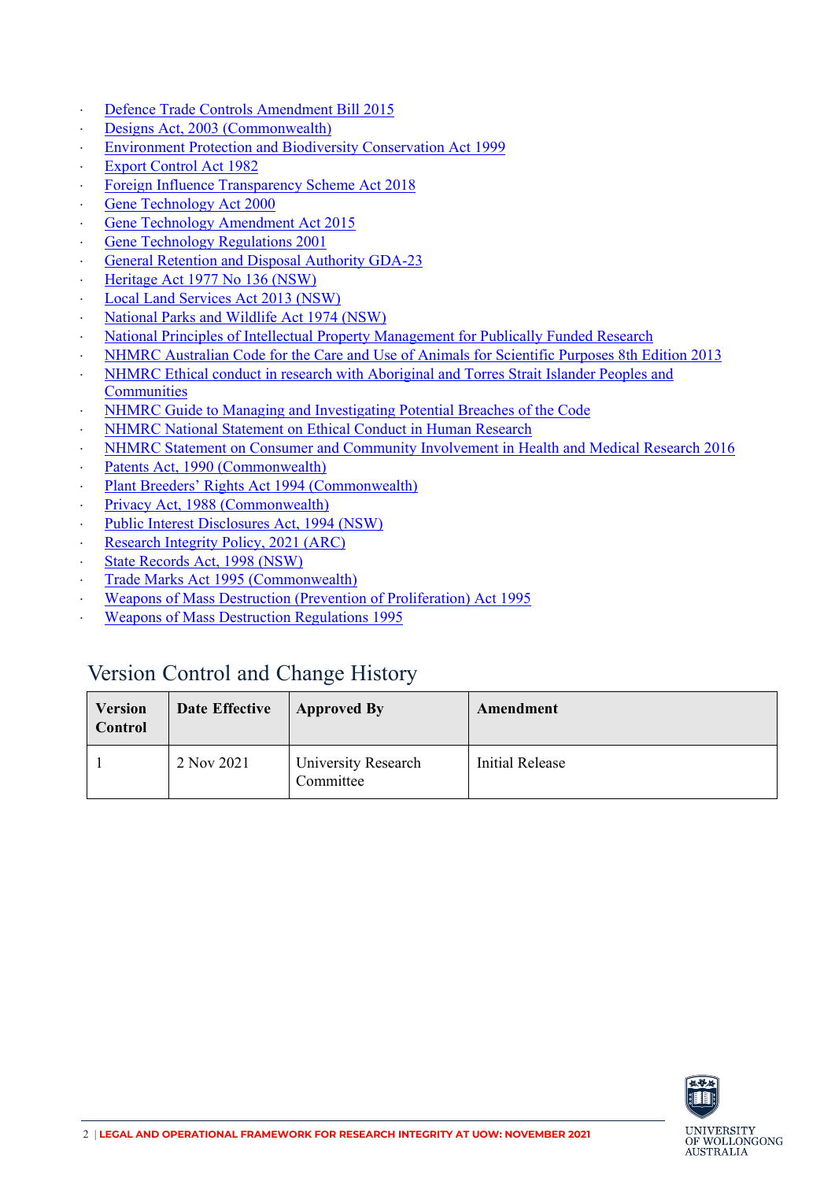- Defence Trade Controls Amendment Bill 2015
- Designs Act, 2003 (Commonwealth)
- Environment Protection and Biodiversity Conservation Act 1999
- Export Control Act 1982
- Foreign Influence Transparency Scheme Act 2018
- Gene Technology Act 2000
- Gene Technology Amendment Act 2015
- Gene Technology Regulations 2001
- General Retention and Disposal Authority GDA-23
- Heritage Act 1977 No 136 (NSW)
- Local Land Services Act 2013 (NSW)
- National Parks and Wildlife Act 1974 (NSW)
- National Principles of Intellectual Property Management for Publically Funded Research
- NHMRC Australian Code for the Care and Use of Animals for Scientific Purposes 8th Edition 2013
- NHMRC Ethical conduct in research with Aboriginal and Torres Strait Islander Peoples and Communities
- NHMRC Guide to Managing and Investigating Potential Breaches of the Code
- NHMRC National Statement on Ethical Conduct in Human Research
- NHMRC Statement on Consumer and Community Involvement in Health and Medical Research 2016
- Patents Act, 1990 (Commonwealth)
- Plant Breeders' Rights Act 1994 (Commonwealth)
- Privacy Act, 1988 (Commonwealth)
- Public Interest Disclosures Act, 1994 (NSW)
- Research Integrity Policy, 2021 (ARC)
- State Records Act, 1998 (NSW)
- Trade Marks Act 1995 (Commonwealth)
- Weapons of Mass Destruction (Prevention of Proliferation) Act 1995
- Weapons of Mass Destruction Regulations 1995

## Version Control and Change History

| Version Control | Date Effective | Approved By | Amendment |
|---|---|---|---|
| 1 | 2 Nov 2021 | University Research Committee | Initial Release |